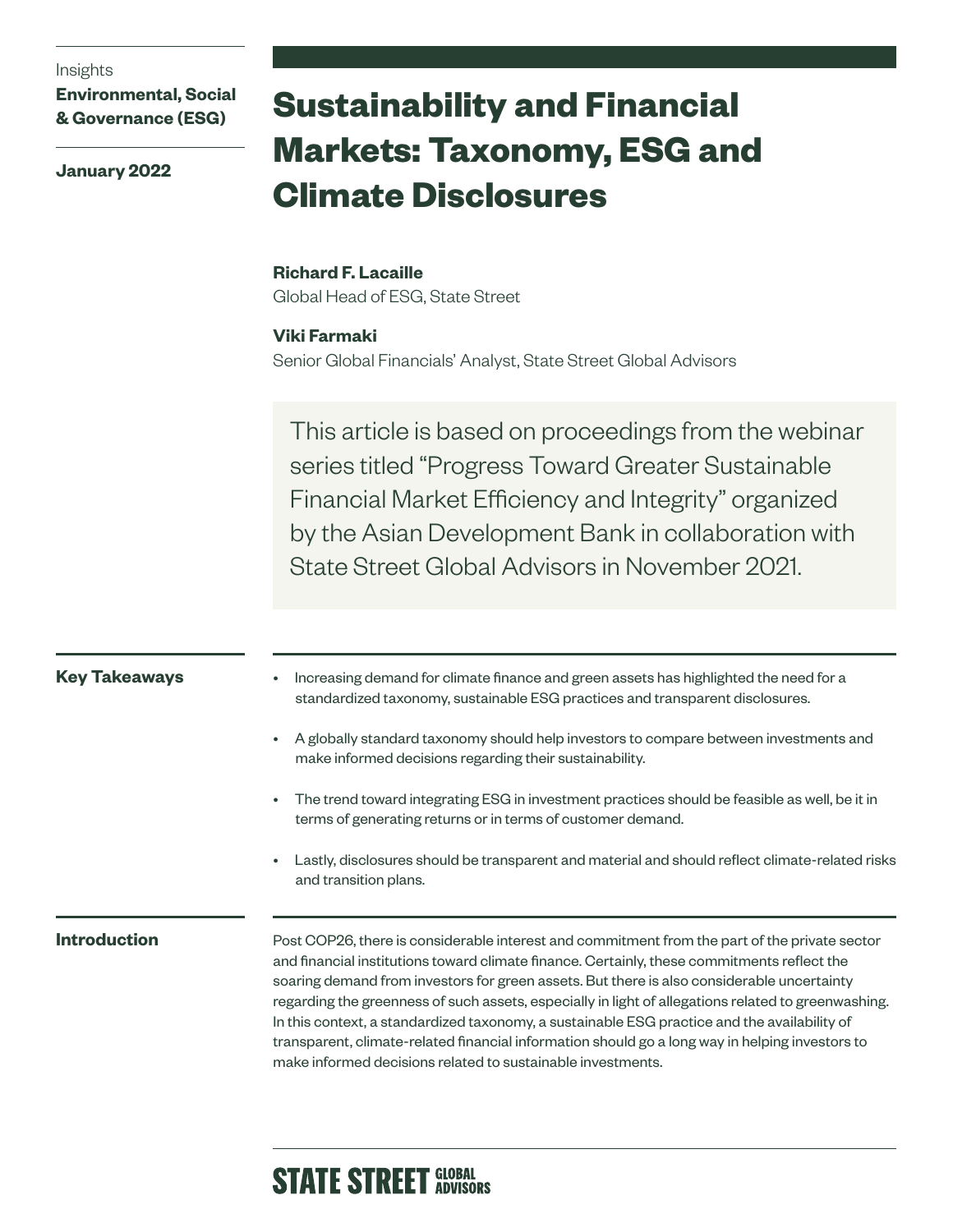Insights
**Environmental, Social & Governance (ESG)**

**January 2022**

# Sustainability and Financial Markets: Taxonomy, ESG and Climate Disclosures

**Richard F. Lacaille**
Global Head of ESG, State Street

**Viki Farmaki**
Senior Global Financials' Analyst, State Street Global Advisors

> This article is based on proceedings from the webinar series titled "Progress Toward Greater Sustainable Financial Market Efficiency and Integrity" organized by the Asian Development Bank in collaboration with State Street Global Advisors in November 2021.

## Key Takeaways

- Increasing demand for climate finance and green assets has highlighted the need for a standardized taxonomy, sustainable ESG practices and transparent disclosures.
- A globally standard taxonomy should help investors to compare between investments and make informed decisions regarding their sustainability.
- The trend toward integrating ESG in investment practices should be feasible as well, be it in terms of generating returns or in terms of customer demand.
- Lastly, disclosures should be transparent and material and should reflect climate-related risks and transition plans.

## Introduction

Post COP26, there is considerable interest and commitment from the part of the private sector and financial institutions toward climate finance. Certainly, these commitments reflect the soaring demand from investors for green assets. But there is also considerable uncertainty regarding the greenness of such assets, especially in light of allegations related to greenwashing. In this context, a standardized taxonomy, a sustainable ESG practice and the availability of transparent, climate-related financial information should go a long way in helping investors to make informed decisions related to sustainable investments.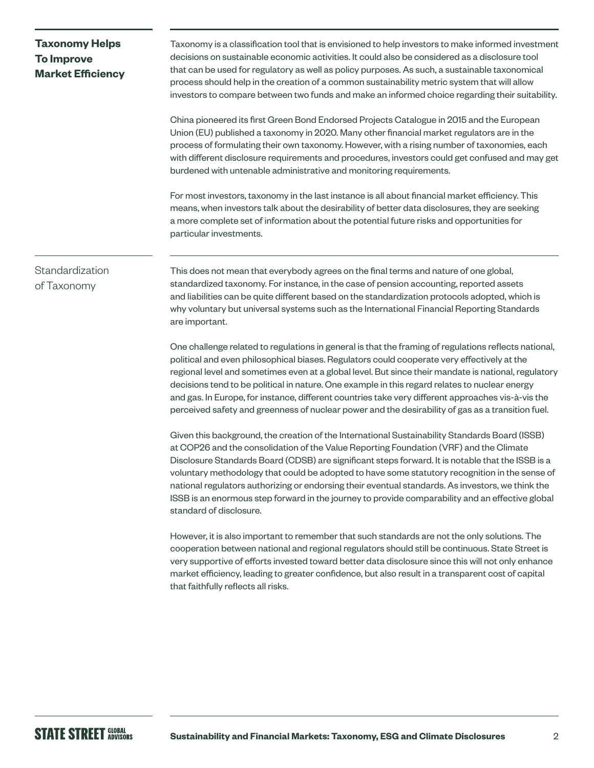## Taxonomy Helps To Improve Market Efficiency

Taxonomy is a classification tool that is envisioned to help investors to make informed investment decisions on sustainable economic activities. It could also be considered as a disclosure tool that can be used for regulatory as well as policy purposes. As such, a sustainable taxonomical process should help in the creation of a common sustainability metric system that will allow investors to compare between two funds and make an informed choice regarding their suitability.

China pioneered its first Green Bond Endorsed Projects Catalogue in 2015 and the European Union (EU) published a taxonomy in 2020. Many other financial market regulators are in the process of formulating their own taxonomy. However, with a rising number of taxonomies, each with different disclosure requirements and procedures, investors could get confused and may get burdened with untenable administrative and monitoring requirements.

For most investors, taxonomy in the last instance is all about financial market efficiency. This means, when investors talk about the desirability of better data disclosures, they are seeking a more complete set of information about the potential future risks and opportunities for particular investments.

### Standardization of Taxonomy

This does not mean that everybody agrees on the final terms and nature of one global, standardized taxonomy. For instance, in the case of pension accounting, reported assets and liabilities can be quite different based on the standardization protocols adopted, which is why voluntary but universal systems such as the International Financial Reporting Standards are important.

One challenge related to regulations in general is that the framing of regulations reflects national, political and even philosophical biases. Regulators could cooperate very effectively at the regional level and sometimes even at a global level. But since their mandate is national, regulatory decisions tend to be political in nature. One example in this regard relates to nuclear energy and gas. In Europe, for instance, different countries take very different approaches vis-à-vis the perceived safety and greenness of nuclear power and the desirability of gas as a transition fuel.

Given this background, the creation of the International Sustainability Standards Board (ISSB) at COP26 and the consolidation of the Value Reporting Foundation (VRF) and the Climate Disclosure Standards Board (CDSB) are significant steps forward. It is notable that the ISSB is a voluntary methodology that could be adopted to have some statutory recognition in the sense of national regulators authorizing or endorsing their eventual standards. As investors, we think the ISSB is an enormous step forward in the journey to provide comparability and an effective global standard of disclosure.

However, it is also important to remember that such standards are not the only solutions. The cooperation between national and regional regulators should still be continuous. State Street is very supportive of efforts invested toward better data disclosure since this will not only enhance market efficiency, leading to greater confidence, but also result in a transparent cost of capital that faithfully reflects all risks.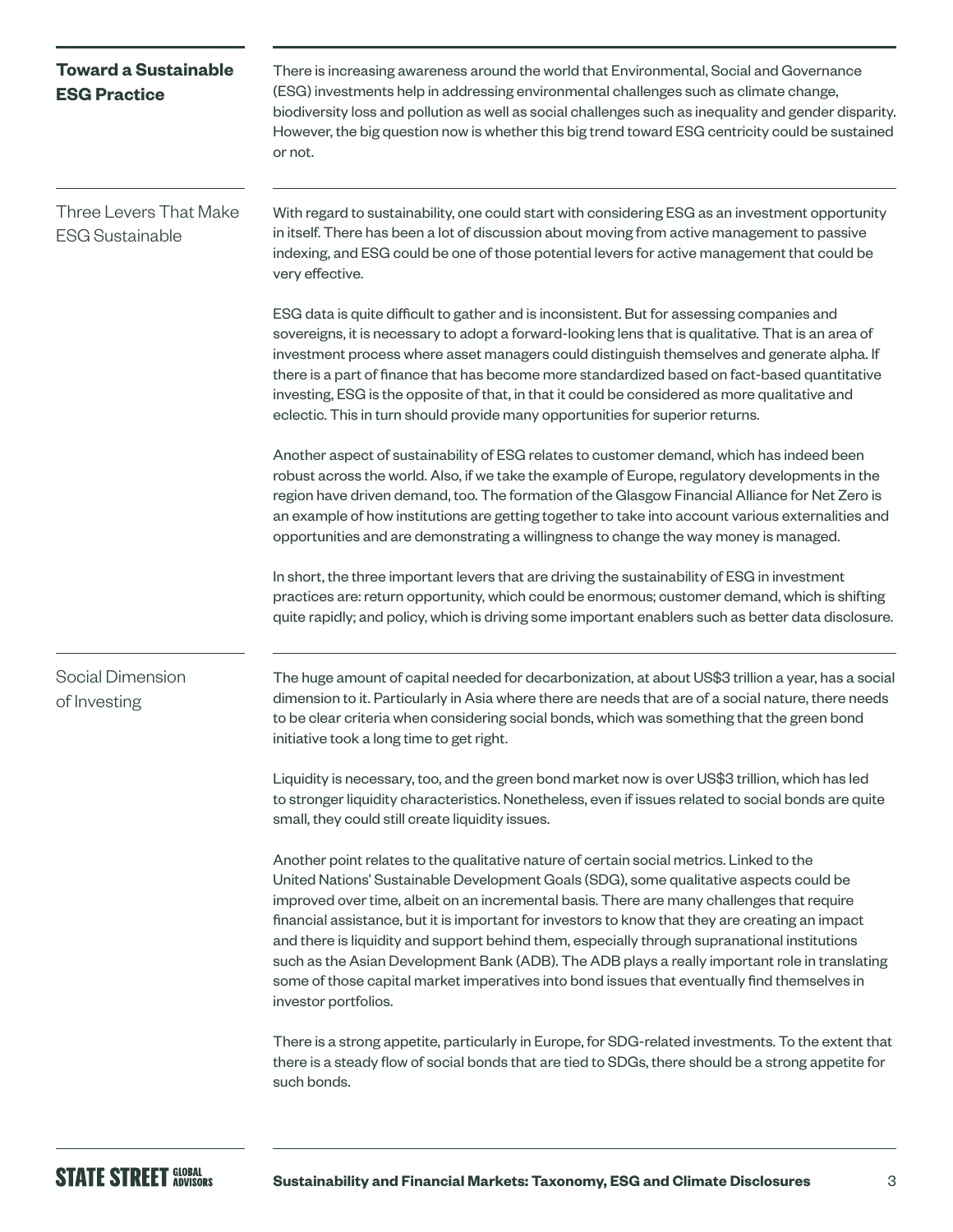## Toward a Sustainable ESG Practice

There is increasing awareness around the world that Environmental, Social and Governance (ESG) investments help in addressing environmental challenges such as climate change, biodiversity loss and pollution as well as social challenges such as inequality and gender disparity. However, the big question now is whether this big trend toward ESG centricity could be sustained or not.

### Three Levers That Make ESG Sustainable

With regard to sustainability, one could start with considering ESG as an investment opportunity in itself. There has been a lot of discussion about moving from active management to passive indexing, and ESG could be one of those potential levers for active management that could be very effective.

ESG data is quite difficult to gather and is inconsistent. But for assessing companies and sovereigns, it is necessary to adopt a forward-looking lens that is qualitative. That is an area of investment process where asset managers could distinguish themselves and generate alpha. If there is a part of finance that has become more standardized based on fact-based quantitative investing, ESG is the opposite of that, in that it could be considered as more qualitative and eclectic. This in turn should provide many opportunities for superior returns.

Another aspect of sustainability of ESG relates to customer demand, which has indeed been robust across the world. Also, if we take the example of Europe, regulatory developments in the region have driven demand, too. The formation of the Glasgow Financial Alliance for Net Zero is an example of how institutions are getting together to take into account various externalities and opportunities and are demonstrating a willingness to change the way money is managed.

In short, the three important levers that are driving the sustainability of ESG in investment practices are: return opportunity, which could be enormous; customer demand, which is shifting quite rapidly; and policy, which is driving some important enablers such as better data disclosure.

### Social Dimension of Investing

The huge amount of capital needed for decarbonization, at about US$3 trillion a year, has a social dimension to it. Particularly in Asia where there are needs that are of a social nature, there needs to be clear criteria when considering social bonds, which was something that the green bond initiative took a long time to get right.

Liquidity is necessary, too, and the green bond market now is over US$3 trillion, which has led to stronger liquidity characteristics. Nonetheless, even if issues related to social bonds are quite small, they could still create liquidity issues.

Another point relates to the qualitative nature of certain social metrics. Linked to the United Nations' Sustainable Development Goals (SDG), some qualitative aspects could be improved over time, albeit on an incremental basis. There are many challenges that require financial assistance, but it is important for investors to know that they are creating an impact and there is liquidity and support behind them, especially through supranational institutions such as the Asian Development Bank (ADB). The ADB plays a really important role in translating some of those capital market imperatives into bond issues that eventually find themselves in investor portfolios.

There is a strong appetite, particularly in Europe, for SDG-related investments. To the extent that there is a steady flow of social bonds that are tied to SDGs, there should be a strong appetite for such bonds.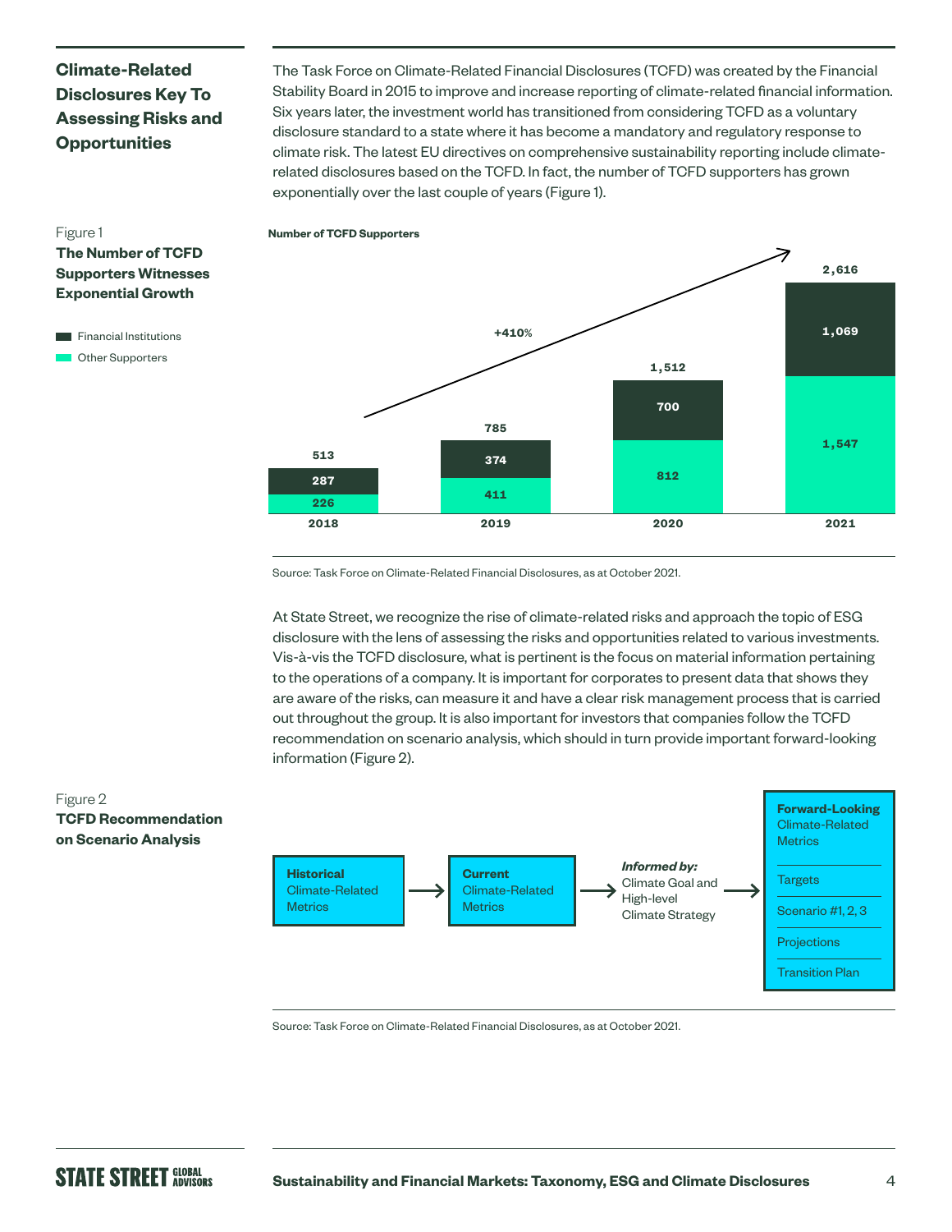## Climate-Related Disclosures Key To Assessing Risks and Opportunities

The Task Force on Climate-Related Financial Disclosures (TCFD) was created by the Financial Stability Board in 2015 to improve and increase reporting of climate-related financial information. Six years later, the investment world has transitioned from considering TCFD as a voluntary disclosure standard to a state where it has become a mandatory and regulatory response to climate risk. The latest EU directives on comprehensive sustainability reporting include climate-related disclosures based on the TCFD. In fact, the number of TCFD supporters has grown exponentially over the last couple of years (Figure 1).

Figure 1
**The Number of TCFD Supporters Witnesses Exponential Growth**

Financial Institutions
Other Supporters

**Number of TCFD Supporters**

+410%

2018: 513 (287, 226)
2019: 785 (374, 411)
2020: 1,512 (700, 812)
2021: 2,616 (1,069, 1,547)

Source: Task Force on Climate-Related Financial Disclosures, as at October 2021.

At State Street, we recognize the rise of climate-related risks and approach the topic of ESG disclosure with the lens of assessing the risks and opportunities related to various investments. Vis-à-vis the TCFD disclosure, what is pertinent is the focus on material information pertaining to the operations of a company. It is important for corporates to present data that shows they are aware of the risks, can measure it and have a clear risk management process that is carried out throughout the group. It is also important for investors that companies follow the TCFD recommendation on scenario analysis, which should in turn provide important forward-looking information (Figure 2).

Figure 2
**TCFD Recommendation on Scenario Analysis**

**Historical** Climate-Related Metrics → **Current** Climate-Related Metrics → *Informed by:* Climate Goal and High-level Climate Strategy → **Forward-Looking** Climate-Related Metrics

- Targets
- Scenario #1, 2, 3
- Projections
- Transition Plan

Source: Task Force on Climate-Related Financial Disclosures, as at October 2021.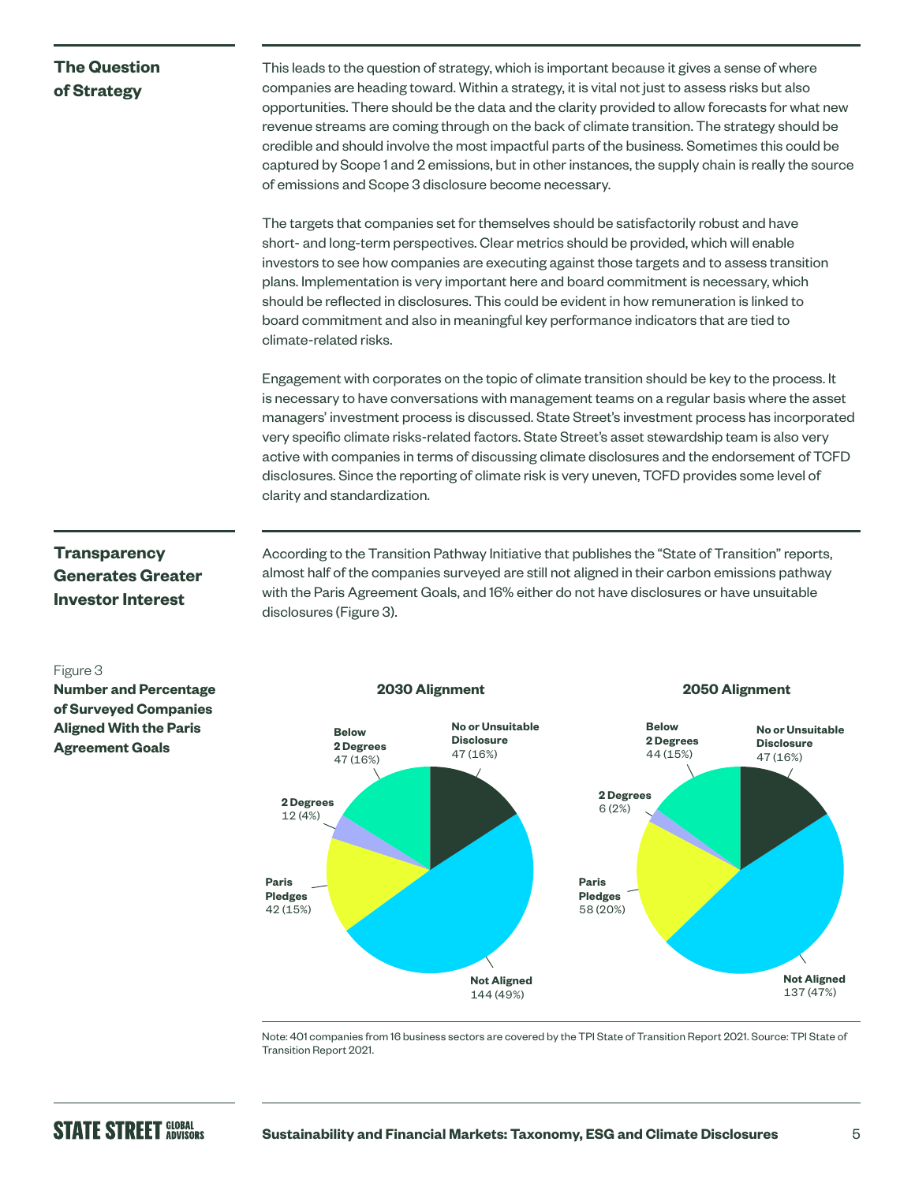## The Question of Strategy

This leads to the question of strategy, which is important because it gives a sense of where companies are heading toward. Within a strategy, it is vital not just to assess risks but also opportunities. There should be the data and the clarity provided to allow forecasts for what new revenue streams are coming through on the back of climate transition. The strategy should be credible and should involve the most impactful parts of the business. Sometimes this could be captured by Scope 1 and 2 emissions, but in other instances, the supply chain is really the source of emissions and Scope 3 disclosure become necessary.

The targets that companies set for themselves should be satisfactorily robust and have short- and long-term perspectives. Clear metrics should be provided, which will enable investors to see how companies are executing against those targets and to assess transition plans. Implementation is very important here and board commitment is necessary, which should be reflected in disclosures. This could be evident in how remuneration is linked to board commitment and also in meaningful key performance indicators that are tied to climate-related risks.

Engagement with corporates on the topic of climate transition should be key to the process. It is necessary to have conversations with management teams on a regular basis where the asset managers' investment process is discussed. State Street's investment process has incorporated very specific climate risks-related factors. State Street's asset stewardship team is also very active with companies in terms of discussing climate disclosures and the endorsement of TCFD disclosures. Since the reporting of climate risk is very uneven, TCFD provides some level of clarity and standardization.

## Transparency Generates Greater Investor Interest

According to the Transition Pathway Initiative that publishes the "State of Transition" reports, almost half of the companies surveyed are still not aligned in their carbon emissions pathway with the Paris Agreement Goals, and 16% either do not have disclosures or have unsuitable disclosures (Figure 3).

Figure 3
**Number and Percentage of Surveyed Companies Aligned With the Paris Agreement Goals**

**2030 Alignment**

No or Unsuitable Disclosure 47 (16%)
Not Aligned 144 (49%)
Paris Pledges 42 (15%)
2 Degrees 12 (4%)
Below 2 Degrees 47 (16%)

**2050 Alignment**

No or Unsuitable Disclosure 47 (16%)
Not Aligned 137 (47%)
Paris Pledges 58 (20%)
2 Degrees 6 (2%)
Below 2 Degrees 44 (15%)

Note: 401 companies from 16 business sectors are covered by the TPI State of Transition Report 2021. Source: TPI State of Transition Report 2021.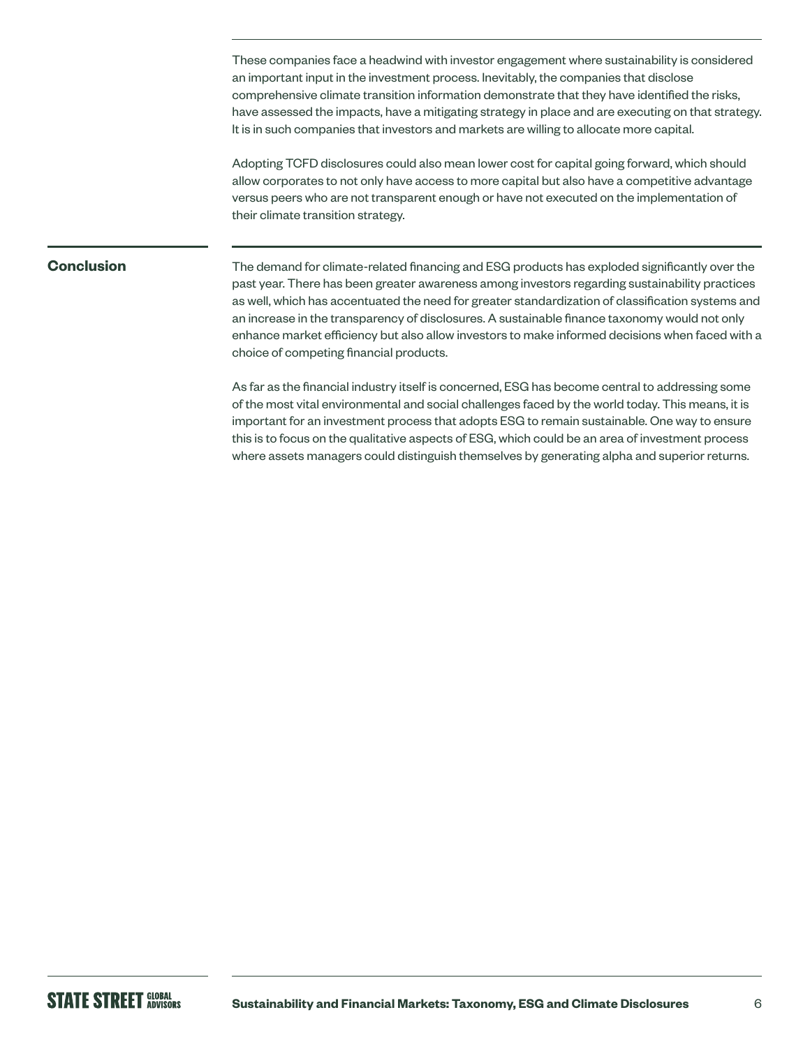These companies face a headwind with investor engagement where sustainability is considered an important input in the investment process. Inevitably, the companies that disclose comprehensive climate transition information demonstrate that they have identified the risks, have assessed the impacts, have a mitigating strategy in place and are executing on that strategy. It is in such companies that investors and markets are willing to allocate more capital.

Adopting TCFD disclosures could also mean lower cost for capital going forward, which should allow corporates to not only have access to more capital but also have a competitive advantage versus peers who are not transparent enough or have not executed on the implementation of their climate transition strategy.

## Conclusion

The demand for climate-related financing and ESG products has exploded significantly over the past year. There has been greater awareness among investors regarding sustainability practices as well, which has accentuated the need for greater standardization of classification systems and an increase in the transparency of disclosures. A sustainable finance taxonomy would not only enhance market efficiency but also allow investors to make informed decisions when faced with a choice of competing financial products.

As far as the financial industry itself is concerned, ESG has become central to addressing some of the most vital environmental and social challenges faced by the world today. This means, it is important for an investment process that adopts ESG to remain sustainable. One way to ensure this is to focus on the qualitative aspects of ESG, which could be an area of investment process where assets managers could distinguish themselves by generating alpha and superior returns.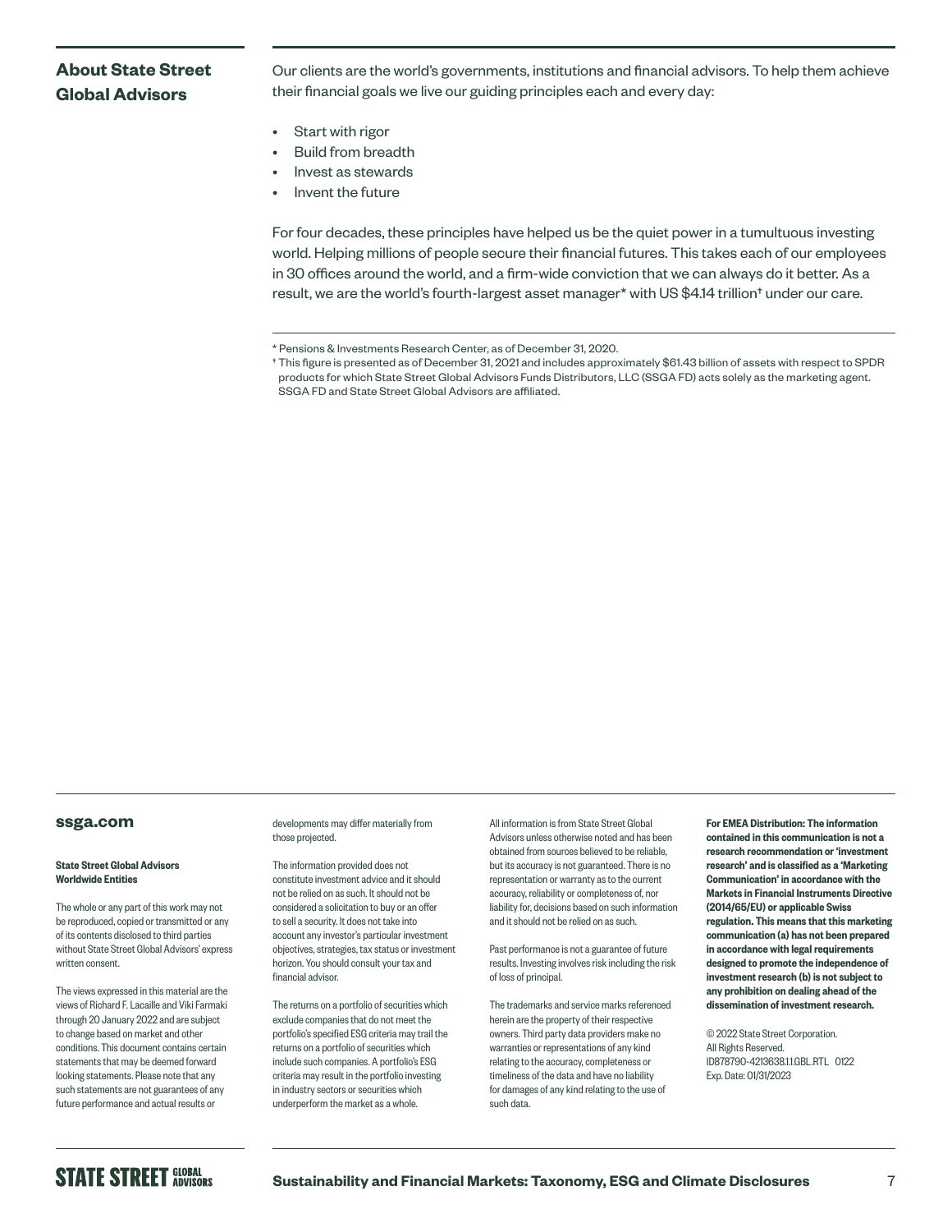## About State Street Global Advisors

Our clients are the world's governments, institutions and financial advisors. To help them achieve their financial goals we live our guiding principles each and every day:

- Start with rigor
- Build from breadth
- Invest as stewards
- Invent the future

For four decades, these principles have helped us be the quiet power in a tumultuous investing world. Helping millions of people secure their financial futures. This takes each of our employees in 30 offices around the world, and a firm-wide conviction that we can always do it better. As a result, we are the world's fourth-largest asset manager* with US $4.14 trillion† under our care.

* Pensions & Investments Research Center, as of December 31, 2020.

† This figure is presented as of December 31, 2021 and includes approximately $61.43 billion of assets with respect to SPDR products for which State Street Global Advisors Funds Distributors, LLC (SSGA FD) acts solely as the marketing agent. SSGA FD and State Street Global Advisors are affiliated.

**ssga.com**

**State Street Global Advisors Worldwide Entities**

The whole or any part of this work may not be reproduced, copied or transmitted or any of its contents disclosed to third parties without State Street Global Advisors' express written consent.

The views expressed in this material are the views of Richard F. Lacaille and Viki Farmaki through 20 January 2022 and are subject to change based on market and other conditions. This document contains certain statements that may be deemed forward looking statements. Please note that any such statements are not guarantees of any future performance and actual results or developments may differ materially from those projected.

The information provided does not constitute investment advice and it should not be relied on as such. It should not be considered a solicitation to buy or an offer to sell a security. It does not take into account any investor's particular investment objectives, strategies, tax status or investment horizon. You should consult your tax and financial advisor.

The returns on a portfolio of securities which exclude companies that do not meet the portfolio's specified ESG criteria may trail the returns on a portfolio of securities which include such companies. A portfolio's ESG criteria may result in the portfolio investing in industry sectors or securities which underperform the market as a whole.

All information is from State Street Global Advisors unless otherwise noted and has been obtained from sources believed to be reliable, but its accuracy is not guaranteed. There is no representation or warranty as to the current accuracy, reliability or completeness of, nor liability for, decisions based on such information and it should not be relied on as such.

Past performance is not a guarantee of future results. Investing involves risk including the risk of loss of principal.

The trademarks and service marks referenced herein are the property of their respective owners. Third party data providers make no warranties or representations of any kind relating to the accuracy, completeness or timeliness of the data and have no liability for damages of any kind relating to the use of such data.

**For EMEA Distribution: The information contained in this communication is not a research recommendation or 'investment research' and is classified as a 'Marketing Communication' in accordance with the Markets in Financial Instruments Directive (2014/65/EU) or applicable Swiss regulation. This means that this marketing communication (a) has not been prepared in accordance with legal requirements designed to promote the independence of investment research (b) is not subject to any prohibition on dealing ahead of the dissemination of investment research.**

© 2022 State Street Corporation.
All Rights Reserved.
ID878790-4213638.1.1.GBL.RTL 0122
Exp. Date: 01/31/2023